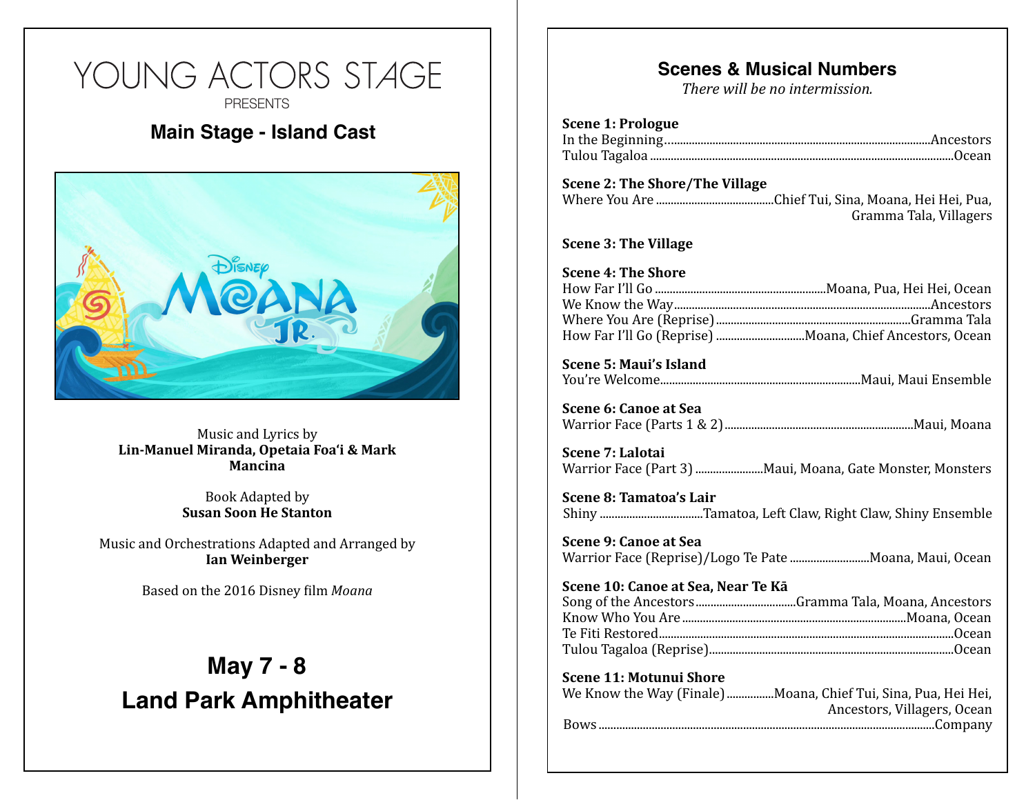# YOUNG ACTORS STAGE

PRESENTS

## Main Stage - Island Cast

Music and Lyrics by
**Lin-Manuel Miranda, Opetaia Foa'i & Mark Mancina**

Book Adapted by
**Susan Soon He Stanton**

Music and Orchestrations Adapted and Arranged by
**Ian Weinberger**

Based on the 2016 Disney film *Moana*

## May 7 - 8
## Land Park Amphitheater

## Scenes & Musical Numbers

*There will be no intermission.*

**Scene 1: Prologue**
In the Beginning........Ancestors
Tulou Tagaloa........Ocean

**Scene 2: The Shore/The Village**
Where You Are........Chief Tui, Sina, Moana, Hei Hei, Pua, Gramma Tala, Villagers

**Scene 3: The Village**

**Scene 4: The Shore**
How Far I'll Go........Moana, Pua, Hei Hei, Ocean
We Know the Way........Ancestors
Where You Are (Reprise)........Gramma Tala
How Far I'll Go (Reprise)........Moana, Chief Ancestors, Ocean

**Scene 5: Maui's Island**
You're Welcome........Maui, Maui Ensemble

**Scene 6: Canoe at Sea**
Warrior Face (Parts 1 & 2)........Maui, Moana

**Scene 7: Lalotai**
Warrior Face (Part 3)........Maui, Moana, Gate Monster, Monsters

**Scene 8: Tamatoa's Lair**
Shiny........Tamatoa, Left Claw, Right Claw, Shiny Ensemble

**Scene 9: Canoe at Sea**
Warrior Face (Reprise)/Logo Te Pate........Moana, Maui, Ocean

**Scene 10: Canoe at Sea, Near Te Kā**
Song of the Ancestors........Gramma Tala, Moana, Ancestors
Know Who You Are........Moana, Ocean
Te Fiti Restored........Ocean
Tulou Tagaloa (Reprise)........Ocean

**Scene 11: Motunui Shore**
We Know the Way (Finale)........Moana, Chief Tui, Sina, Pua, Hei Hei, Ancestors, Villagers, Ocean
Bows........Company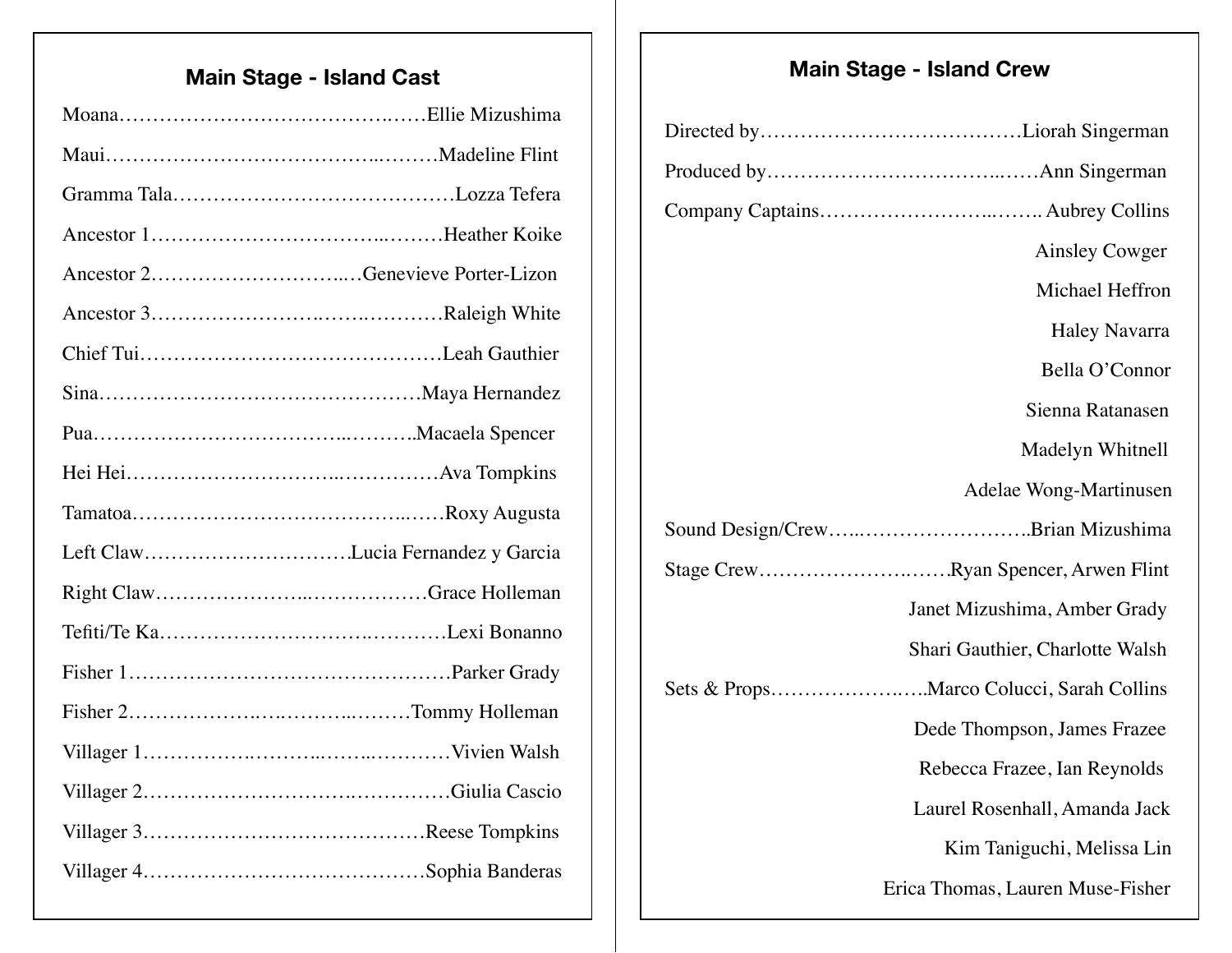## Main Stage - Island Cast

Moana……………………………………………Ellie Mizushima

Maui……………………………………………Madeline Flint

Gramma Tala……………………………………Lozza Tefera

Ancestor 1………………………………………Heather Koike

Ancestor 2……………………………Genevieve Porter-Lizon

Ancestor 3………………………………………Raleigh White

Chief Tui………………………………………Leah Gauthier

Sina……………………………………………Maya Hernandez

Pua……………………………………………Macaela Spencer

Hei Hei…………………………………………Ava Tompkins

Tamatoa…………………………………………Roxy Augusta

Left Claw…………………………Lucia Fernandez y Garcia

Right Claw……………………………………Grace Holleman

Tefiti/Te Ka……………………………………Lexi Bonanno

Fisher 1…………………………………………Parker Grady

Fisher 2……………………………………Tommy Holleman

Villager 1………………………………………Vivien Walsh

Villager 2………………………………………Giulia Cascio

Villager 3……………………………………Reese Tompkins

Villager 4……………………………………Sophia Banderas

## Main Stage - Island Crew

Directed by……………………………………Liorah Singerman

Produced by……………………………………Ann Singerman

Company Captains……………………………Aubrey Collins
Ainsley Cowger
Michael Heffron
Haley Navarra
Bella O'Connor
Sienna Ratanasen
Madelyn Whitnell
Adelae Wong-Martinusen

Sound Design/Crew………………………Brian Mizushima

Stage Crew……………………………Ryan Spencer, Arwen Flint
Janet Mizushima, Amber Grady
Shari Gauthier, Charlotte Walsh

Sets & Props……………………Marco Colucci, Sarah Collins
Dede Thompson, James Frazee
Rebecca Frazee, Ian Reynolds
Laurel Rosenhall, Amanda Jack
Kim Taniguchi, Melissa Lin
Erica Thomas, Lauren Muse-Fisher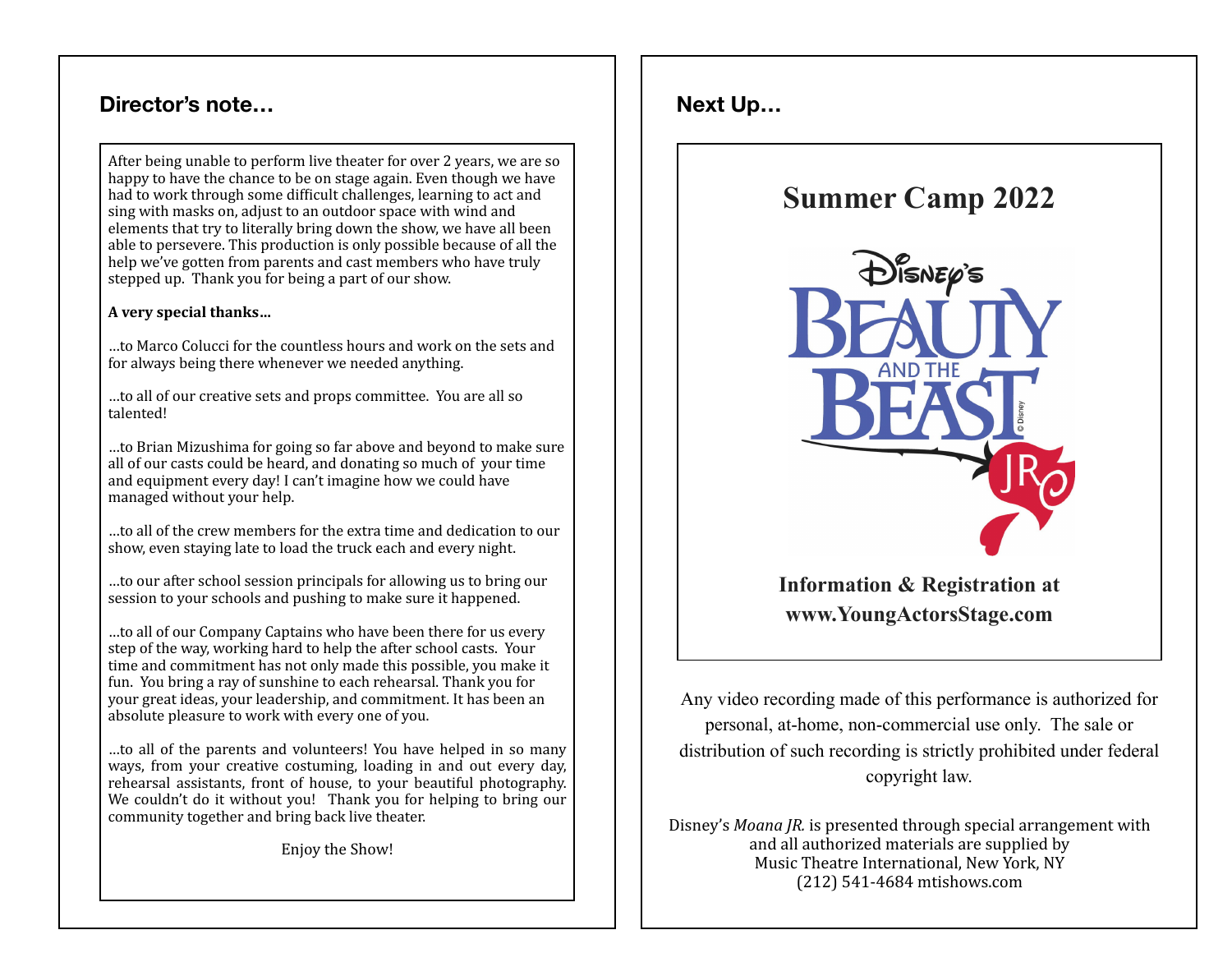## Director's note…

After being unable to perform live theater for over 2 years, we are so happy to have the chance to be on stage again. Even though we have had to work through some difficult challenges, learning to act and sing with masks on, adjust to an outdoor space with wind and elements that try to literally bring down the show, we have all been able to persevere. This production is only possible because of all the help we've gotten from parents and cast members who have truly stepped up. Thank you for being a part of our show.

**A very special thanks…**

…to Marco Colucci for the countless hours and work on the sets and for always being there whenever we needed anything.

…to all of our creative sets and props committee. You are all so talented!

…to Brian Mizushima for going so far above and beyond to make sure all of our casts could be heard, and donating so much of your time and equipment every day! I can't imagine how we could have managed without your help.

…to all of the crew members for the extra time and dedication to our show, even staying late to load the truck each and every night.

…to our after school session principals for allowing us to bring our session to your schools and pushing to make sure it happened.

…to all of our Company Captains who have been there for us every step of the way, working hard to help the after school casts. Your time and commitment has not only made this possible, you make it fun. You bring a ray of sunshine to each rehearsal. Thank you for your great ideas, your leadership, and commitment. It has been an absolute pleasure to work with every one of you.

…to all of the parents and volunteers! You have helped in so many ways, from your creative costuming, loading in and out every day, rehearsal assistants, front of house, to your beautiful photography. We couldn't do it without you! Thank you for helping to bring our community together and bring back live theater.

Enjoy the Show!

## Next Up…

### Summer Camp 2022

Disney's BEAUTY AND THE BEAST JR

© Disney

**Information & Registration at**
**www.YoungActorsStage.com**

Any video recording made of this performance is authorized for personal, at-home, non-commercial use only. The sale or distribution of such recording is strictly prohibited under federal copyright law.

Disney's *Moana JR.* is presented through special arrangement with and all authorized materials are supplied by
Music Theatre International, New York, NY
(212) 541-4684 mtishows.com